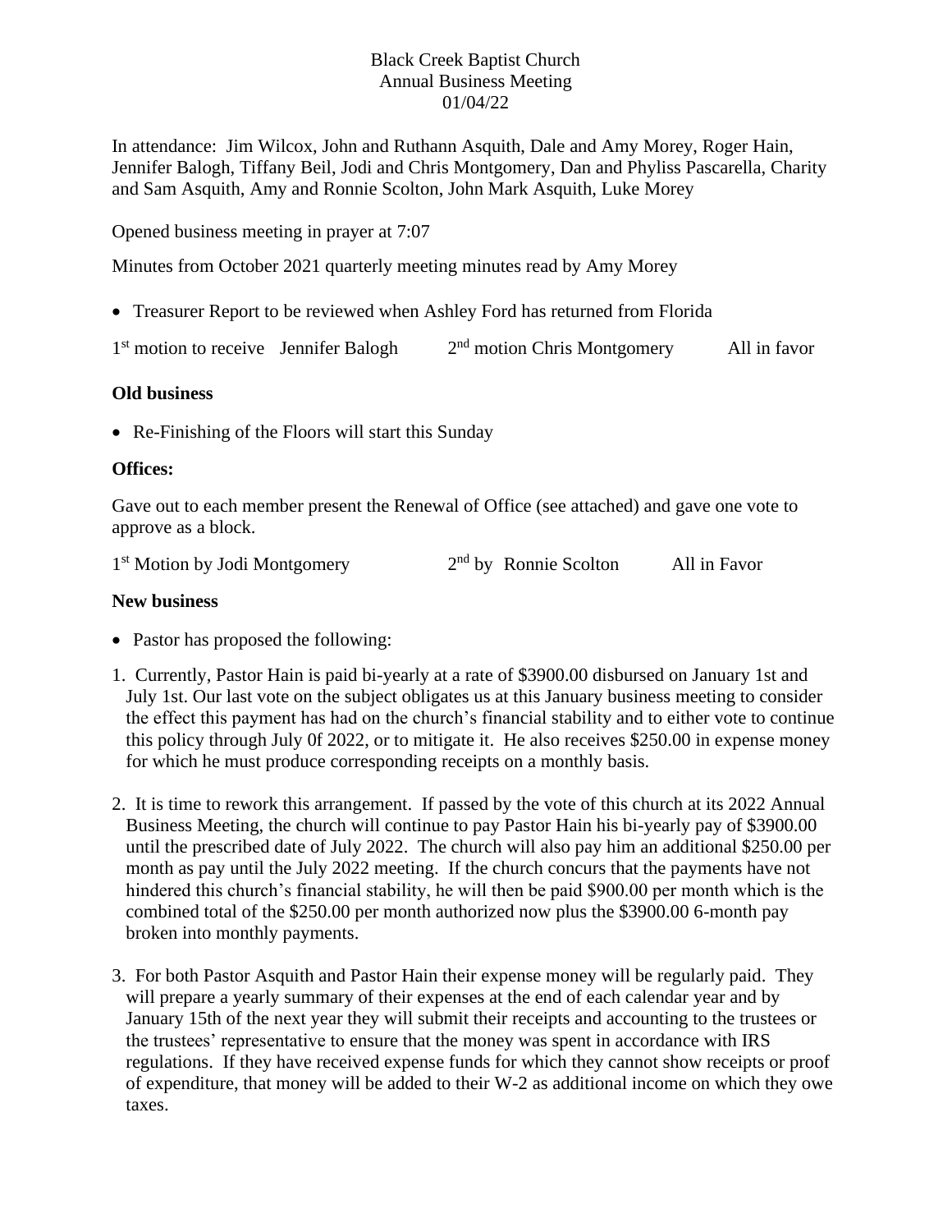Black Creek Baptist Church
Annual Business Meeting
01/04/22

In attendance: Jim Wilcox, John and Ruthann Asquith, Dale and Amy Morey, Roger Hain, Jennifer Balogh, Tiffany Beil, Jodi and Chris Montgomery, Dan and Phyliss Pascarella, Charity and Sam Asquith, Amy and Ronnie Scolton, John Mark Asquith, Luke Morey

Opened business meeting in prayer at 7:07

Minutes from October 2021 quarterly meeting minutes read by Amy Morey

- Treasurer Report to be reviewed when Ashley Ford has returned from Florida

1st motion to receive Jennifer Balogh     2nd motion Chris Montgomery     All in favor

**Old business**

- Re-Finishing of the Floors will start this Sunday

**Offices:**

Gave out to each member present the Renewal of Office (see attached) and gave one vote to approve as a block.

1st Motion by Jodi Montgomery     2nd by Ronnie Scolton     All in Favor

**New business**

- Pastor has proposed the following:

1. Currently, Pastor Hain is paid bi-yearly at a rate of $3900.00 disbursed on January 1st and July 1st. Our last vote on the subject obligates us at this January business meeting to consider the effect this payment has had on the church's financial stability and to either vote to continue this policy through July 0f 2022, or to mitigate it. He also receives $250.00 in expense money for which he must produce corresponding receipts on a monthly basis.

2. It is time to rework this arrangement. If passed by the vote of this church at its 2022 Annual Business Meeting, the church will continue to pay Pastor Hain his bi-yearly pay of $3900.00 until the prescribed date of July 2022. The church will also pay him an additional $250.00 per month as pay until the July 2022 meeting. If the church concurs that the payments have not hindered this church's financial stability, he will then be paid $900.00 per month which is the combined total of the $250.00 per month authorized now plus the $3900.00 6-month pay broken into monthly payments.

3. For both Pastor Asquith and Pastor Hain their expense money will be regularly paid. They will prepare a yearly summary of their expenses at the end of each calendar year and by January 15th of the next year they will submit their receipts and accounting to the trustees or the trustees' representative to ensure that the money was spent in accordance with IRS regulations. If they have received expense funds for which they cannot show receipts or proof of expenditure, that money will be added to their W-2 as additional income on which they owe taxes.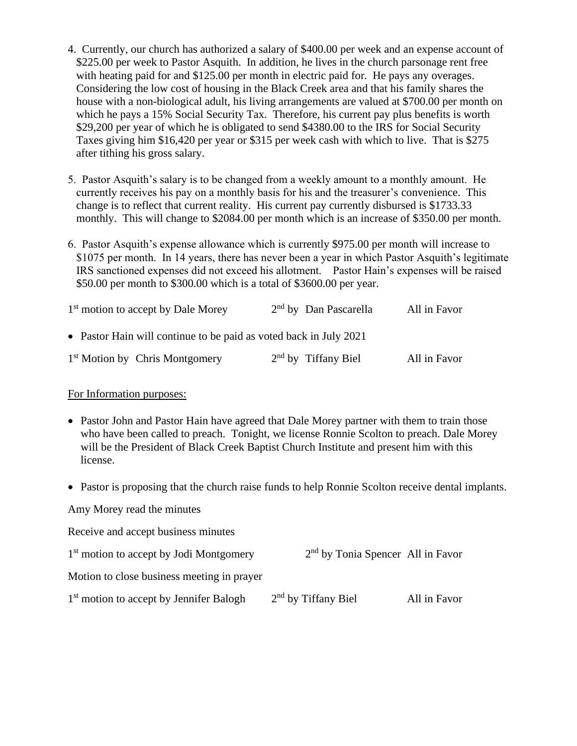4. Currently, our church has authorized a salary of $400.00 per week and an expense account of $225.00 per week to Pastor Asquith. In addition, he lives in the church parsonage rent free with heating paid for and $125.00 per month in electric paid for. He pays any overages. Considering the low cost of housing in the Black Creek area and that his family shares the house with a non-biological adult, his living arrangements are valued at $700.00 per month on which he pays a 15% Social Security Tax. Therefore, his current pay plus benefits is worth $29,200 per year of which he is obligated to send $4380.00 to the IRS for Social Security Taxes giving him $16,420 per year or $315 per week cash with which to live. That is $275 after tithing his gross salary.

5. Pastor Asquith's salary is to be changed from a weekly amount to a monthly amount. He currently receives his pay on a monthly basis for his and the treasurer's convenience. This change is to reflect that current reality. His current pay currently disbursed is $1733.33 monthly. This will change to $2084.00 per month which is an increase of $350.00 per month.

6. Pastor Asquith's expense allowance which is currently $975.00 per month will increase to $1075 per month. In 14 years, there has never been a year in which Pastor Asquith's legitimate IRS sanctioned expenses did not exceed his allotment. Pastor Hain's expenses will be raised $50.00 per month to $300.00 which is a total of $3600.00 per year.

1st motion to accept by Dale Morey   2nd by Dan Pascarella   All in Favor

- Pastor Hain will continue to be paid as voted back in July 2021

1st Motion by Chris Montgomery   2nd by Tiffany Biel   All in Favor

<u>For Information purposes:</u>

- Pastor John and Pastor Hain have agreed that Dale Morey partner with them to train those who have been called to preach. Tonight, we license Ronnie Scolton to preach. Dale Morey will be the President of Black Creek Baptist Church Institute and present him with this license.
- Pastor is proposing that the church raise funds to help Ronnie Scolton receive dental implants.

Amy Morey read the minutes

Receive and accept business minutes

1st motion to accept by Jodi Montgomery   2nd by Tonia Spencer   All in Favor

Motion to close business meeting in prayer

1st motion to accept by Jennifer Balogh   2nd by Tiffany Biel   All in Favor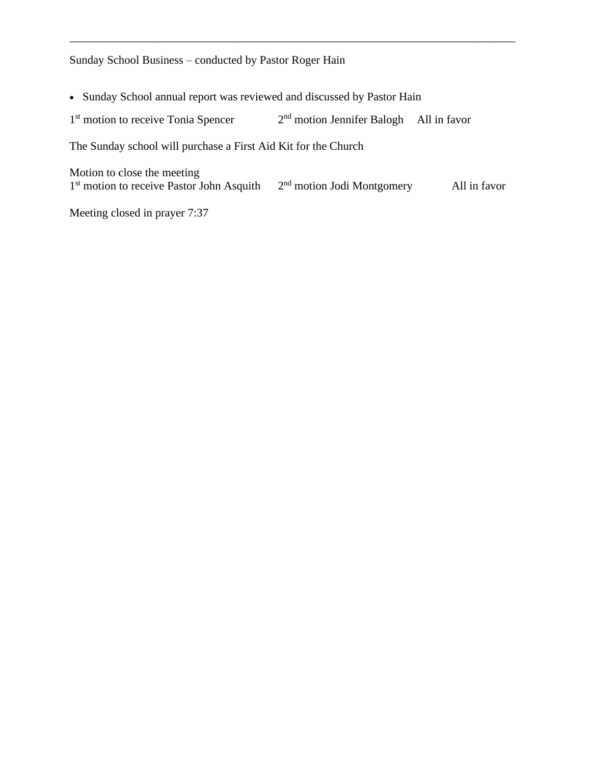---

Sunday School Business – conducted by Pastor Roger Hain

- Sunday School annual report was reviewed and discussed by Pastor Hain

1st motion to receive Tonia Spencer 2nd motion Jennifer Balogh All in favor

The Sunday school will purchase a First Aid Kit for the Church

Motion to close the meeting
1st motion to receive Pastor John Asquith 2nd motion Jodi Montgomery All in favor

Meeting closed in prayer 7:37